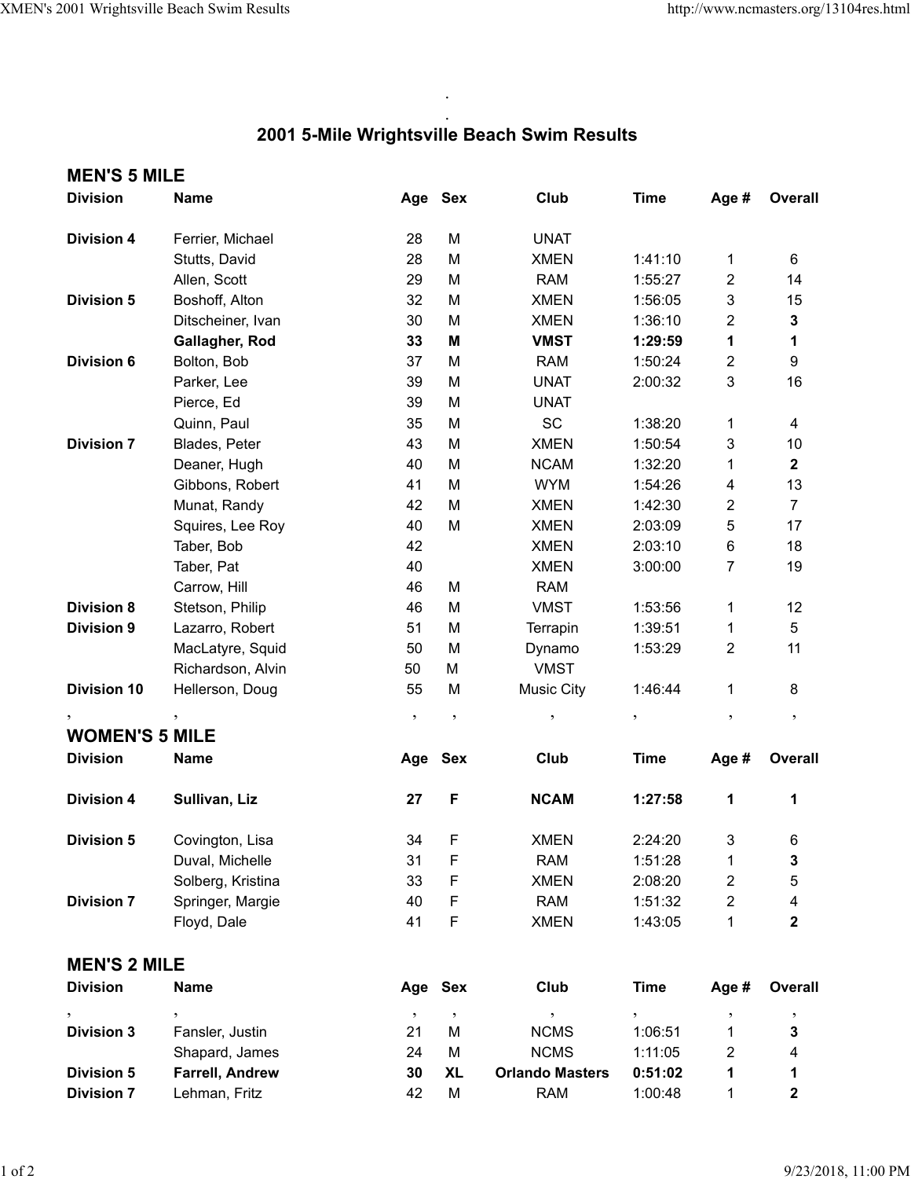.
.

## 2001 5-Mile Wrightsville Beach Swim Results

### MEN'S 5 MILE

| Division | Name | Age | Sex | Club | Time | Age # | Overall |
|---|---|---|---|---|---|---|---|
| **Division 4** | Ferrier, Michael | 28 | M | UNAT | | | |
| | Stutts, David | 28 | M | XMEN | 1:41:10 | 1 | 6 |
| | Allen, Scott | 29 | M | RAM | 1:55:27 | 2 | 14 |
| **Division 5** | Boshoff, Alton | 32 | M | XMEN | 1:56:05 | 3 | 15 |
| | Ditscheiner, Ivan | 30 | M | XMEN | 1:36:10 | 2 | **3** |
| | **Gallagher, Rod** | **33** | **M** | **VMST** | **1:29:59** | **1** | **1** |
| **Division 6** | Bolton, Bob | 37 | M | RAM | 1:50:24 | 2 | 9 |
| | Parker, Lee | 39 | M | UNAT | 2:00:32 | 3 | 16 |
| | Pierce, Ed | 39 | M | UNAT | | | |
| | Quinn, Paul | 35 | M | SC | 1:38:20 | 1 | 4 |
| **Division 7** | Blades, Peter | 43 | M | XMEN | 1:50:54 | 3 | 10 |
| | Deaner, Hugh | 40 | M | NCAM | 1:32:20 | 1 | **2** |
| | Gibbons, Robert | 41 | M | WYM | 1:54:26 | 4 | 13 |
| | Munat, Randy | 42 | M | XMEN | 1:42:30 | 2 | 7 |
| | Squires, Lee Roy | 40 | M | XMEN | 2:03:09 | 5 | 17 |
| | Taber, Bob | 42 | | XMEN | 2:03:10 | 6 | 18 |
| | Taber, Pat | 40 | | XMEN | 3:00:00 | 7 | 19 |
| | Carrow, Hill | 46 | M | RAM | | | |
| **Division 8** | Stetson, Philip | 46 | M | VMST | 1:53:56 | 1 | 12 |
| **Division 9** | Lazarro, Robert | 51 | M | Terrapin | 1:39:51 | 1 | 5 |
| | MacLatyre, Squid | 50 | M | Dynamo | 1:53:29 | 2 | 11 |
| | Richardson, Alvin | 50 | M | VMST | | | |
| **Division 10** | Hellerson, Doug | 55 | M | Music City | 1:46:44 | 1 | 8 |
| , | , | , | , | , | , | , | , |

### WOMEN'S 5 MILE

| Division | Name | Age | Sex | Club | Time | Age # | Overall |
|---|---|---|---|---|---|---|---|
| **Division 4** | **Sullivan, Liz** | **27** | **F** | **NCAM** | **1:27:58** | **1** | **1** |
| **Division 5** | Covington, Lisa | 34 | F | XMEN | 2:24:20 | 3 | 6 |
| | Duval, Michelle | 31 | F | RAM | 1:51:28 | 1 | **3** |
| | Solberg, Kristina | 33 | F | XMEN | 2:08:20 | 2 | 5 |
| **Division 7** | Springer, Margie | 40 | F | RAM | 1:51:32 | 2 | 4 |
| | Floyd, Dale | 41 | F | XMEN | 1:43:05 | 1 | **2** |

### MEN'S 2 MILE

| Division | Name | Age | Sex | Club | Time | Age # | Overall |
|---|---|---|---|---|---|---|---|
| , | , | , | , | , | , | , | , |
| **Division 3** | Fansler, Justin | 21 | M | NCMS | 1:06:51 | 1 | **3** |
| | Shapard, James | 24 | M | NCMS | 1:11:05 | 2 | 4 |
| **Division 5** | **Farrell, Andrew** | **30** | **XL** | **Orlando Masters** | **0:51:02** | **1** | **1** |
| **Division 7** | Lehman, Fritz | 42 | M | RAM | 1:00:48 | 1 | **2** |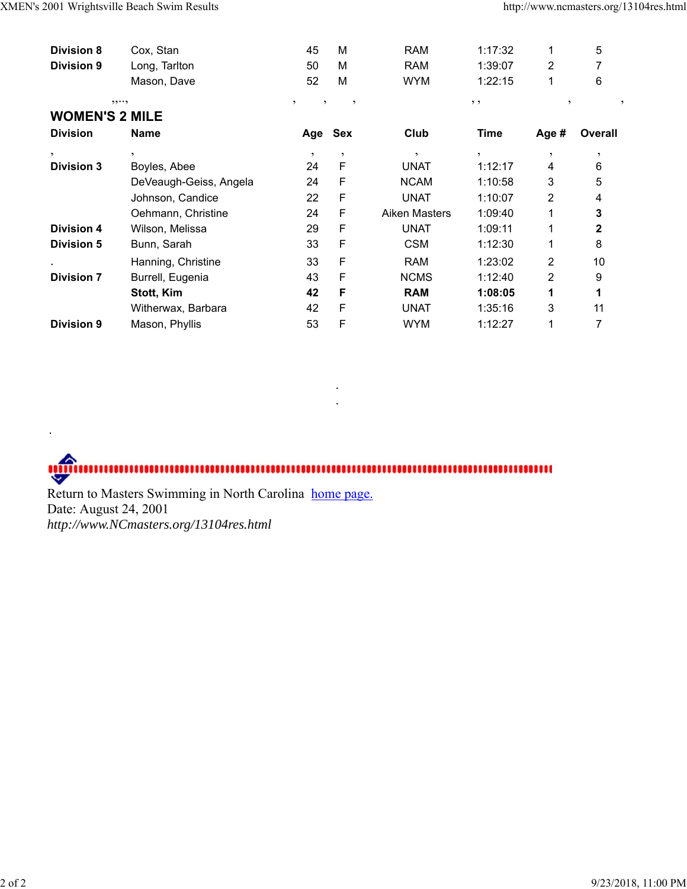| | | | | | | | |
|---|---|---|---|---|---|---|---|
| **Division 8** | Cox, Stan | 45 | M | RAM | 1:17:32 | 1 | 5 |
| **Division 9** | Long, Tarlton | 50 | M | RAM | 1:39:07 | 2 | 7 |
| | Mason, Dave | 52 | M | WYM | 1:22:15 | 1 | 6 |

## WOMEN'S 2 MILE

| Division | Name | Age | Sex | Club | Time | Age # | Overall |
|---|---|---|---|---|---|---|---|
| **Division 3** | Boyles, Abee | 24 | F | UNAT | 1:12:17 | 4 | 6 |
| | DeVeaugh-Geiss, Angela | 24 | F | NCAM | 1:10:58 | 3 | 5 |
| | Johnson, Candice | 22 | F | UNAT | 1:10:07 | 2 | 4 |
| | Oehmann, Christine | 24 | F | Aiken Masters | 1:09:40 | 1 | **3** |
| **Division 4** | Wilson, Melissa | 29 | F | UNAT | 1:09:11 | 1 | **2** |
| **Division 5** | Bunn, Sarah | 33 | F | CSM | 1:12:30 | 1 | 8 |
| . | Hanning, Christine | 33 | F | RAM | 1:23:02 | 2 | 10 |
| **Division 7** | Burrell, Eugenia | 43 | F | NCMS | 1:12:40 | 2 | 9 |
| | **Stott, Kim** | **42** | **F** | **RAM** | **1:08:05** | **1** | **1** |
| | Witherwax, Barbara | 42 | F | UNAT | 1:35:16 | 3 | 11 |
| **Division 9** | Mason, Phyllis | 53 | F | WYM | 1:12:27 | 1 | 7 |

Return to Masters Swimming in North Carolina [home page.](http://www.NCmasters.org)
Date: August 24, 2001
*http://www.NCmasters.org/13104res.html*